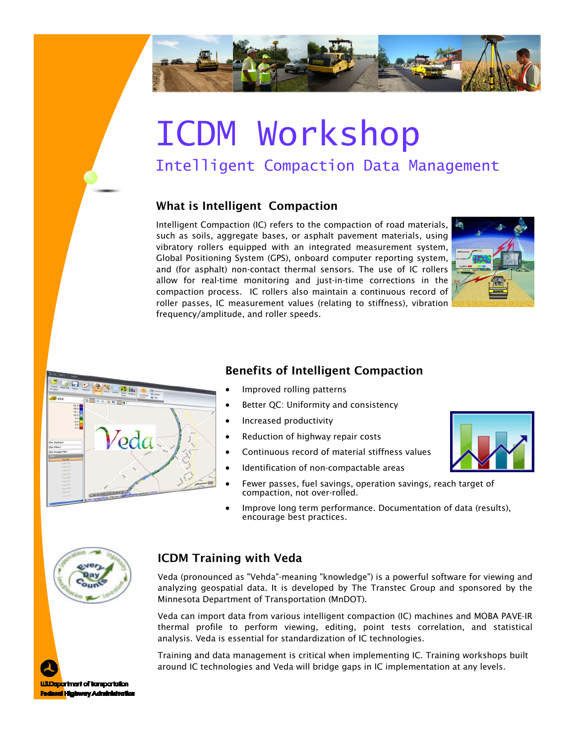# ICDM Workshop

## Intelligent Compaction Data Management

### What is Intelligent Compaction

Intelligent Compaction (IC) refers to the compaction of road materials, such as soils, aggregate bases, or asphalt pavement materials, using vibratory rollers equipped with an integrated measurement system, Global Positioning System (GPS), onboard computer reporting system, and (for asphalt) non-contact thermal sensors. The use of IC rollers allow for real-time monitoring and just-in-time corrections in the compaction process. IC rollers also maintain a continuous record of roller passes, IC measurement values (relating to stiffness), vibration frequency/amplitude, and roller speeds.

### Benefits of Intelligent Compaction

- Improved rolling patterns
- Better QC: Uniformity and consistency
- Increased productivity
- Reduction of highway repair costs
- Continuous record of material stiffness values
- Identification of non-compactable areas
- Fewer passes, fuel savings, operation savings, reach target of compaction, not over-rolled.
- Improve long term performance. Documentation of data (results), encourage best practices.

### ICDM Training with Veda

Veda (pronounced as "Vehda"-meaning "knowledge") is a powerful software for viewing and analyzing geospatial data. It is developed by The Transtec Group and sponsored by the Minnesota Department of Transportation (MnDOT).

Veda can import data from various intelligent compaction (IC) machines and MOBA PAVE-IR thermal profile to perform viewing, editing, point tests correlation, and statistical analysis. Veda is essential for standardization of IC technologies.

Training and data management is critical when implementing IC. Training workshops built around IC technologies and Veda will bridge gaps in IC implementation at any levels.

U.S. Department of Transportation
Federal Highway Administration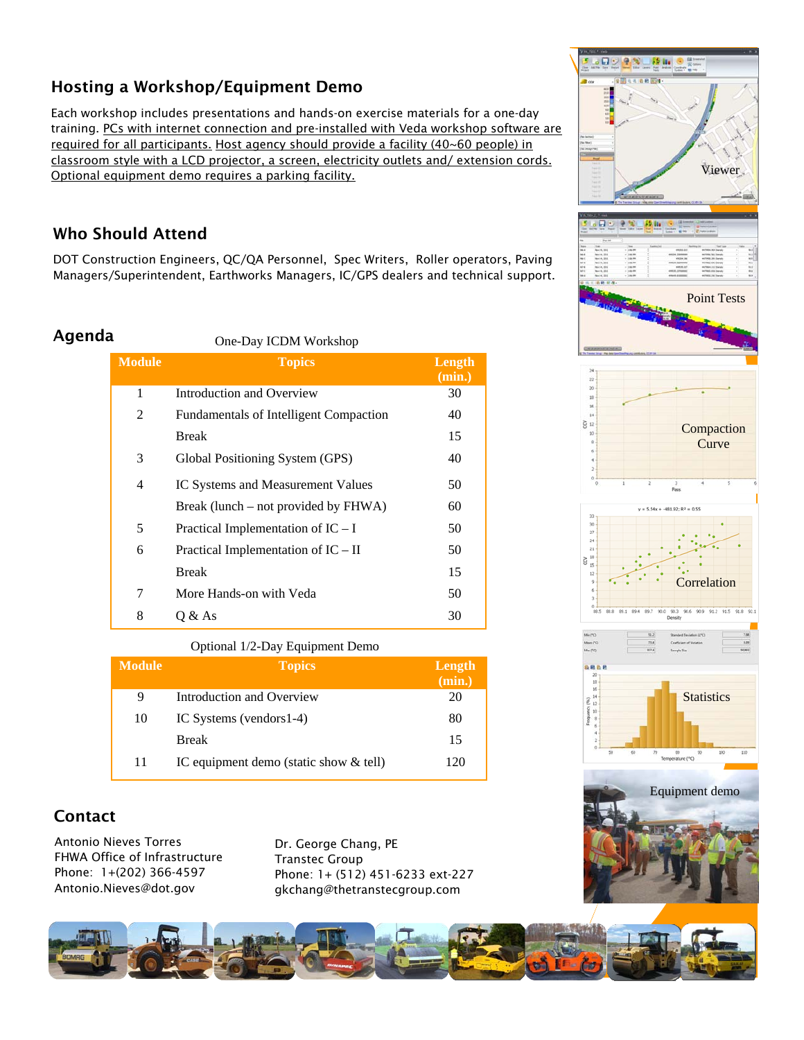## Hosting a Workshop/Equipment Demo

Each workshop includes presentations and hands-on exercise materials for a one-day training. PCs with internet connection and pre-installed with Veda workshop software are required for all participants. Host agency should provide a facility (40~60 people) in classroom style with a LCD projector, a screen, electricity outlets and/ extension cords. Optional equipment demo requires a parking facility.

## Who Should Attend

DOT Construction Engineers, QC/QA Personnel, Spec Writers, Roller operators, Paving Managers/Superintendent, Earthworks Managers, IC/GPS dealers and technical support.

## Agenda

One-Day ICDM Workshop

| Module | Topics | Length (min.) |
|---|---|---|
| 1 | Introduction and Overview | 30 |
| 2 | Fundamentals of Intelligent Compaction | 40 |
| | Break | 15 |
| 3 | Global Positioning System (GPS) | 40 |
| 4 | IC Systems and Measurement Values | 50 |
| | Break (lunch – not provided by FHWA) | 60 |
| 5 | Practical Implementation of IC – I | 50 |
| 6 | Practical Implementation of IC – II | 50 |
| | Break | 15 |
| 7 | More Hands-on with Veda | 50 |
| 8 | Q & As | 30 |

Optional 1/2-Day Equipment Demo

| Module | Topics | Length (min.) |
|---|---|---|
| 9 | Introduction and Overview | 20 |
| 10 | IC Systems (vendors1-4) | 80 |
| | Break | 15 |
| 11 | IC equipment demo (static show & tell) | 120 |

Viewer

Point Tests

Compaction Curve

Correlation

Statistics

Equipment demo

## Contact

Antonio Nieves Torres
FHWA Office of Infrastructure
Phone: 1+(202) 366-4597
Antonio.Nieves@dot.gov

Dr. George Chang, PE
Transtec Group
Phone: 1+ (512) 451-6233 ext-227
gkchang@thetranstecgroup.com